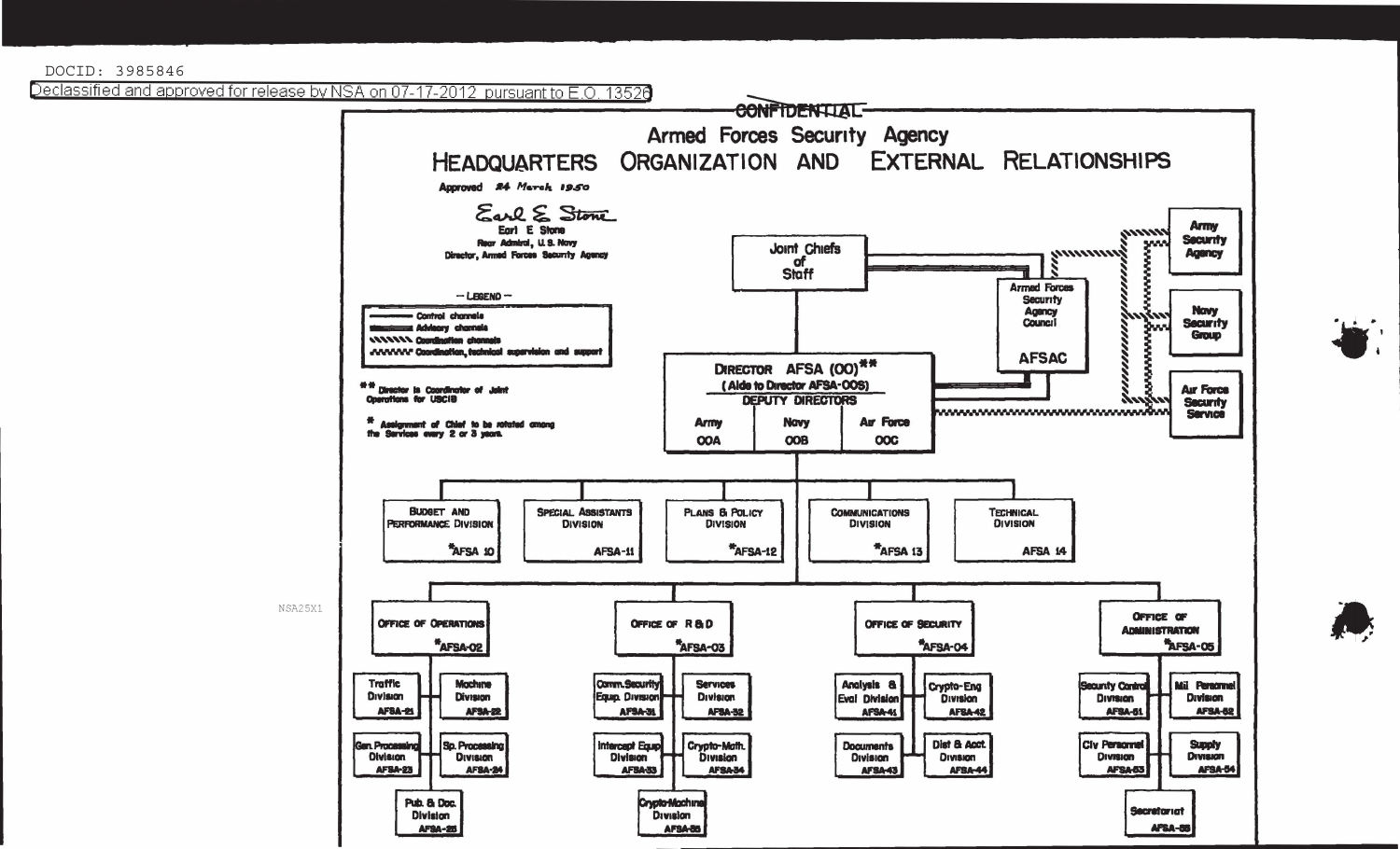DOCID: 3985846

Declassified and approved for release by NSA on 07-17-2012 pursuant to E.O. 13526

~~CONFIDENTIAL~~

# Armed Forces Security Agency

## HEADQUARTERS ORGANIZATION AND EXTERNAL RELATIONSHIPS

Approved 24 March 1950

Earl E. Stone
Earl E Stone
Rear Admiral, U.S. Navy
Director, Armed Forces Security Agency

— LEGEND —

- Control channels
- Advisory channels
- Coordination channels
- Coordination, technical supervision and support

** Director is Coordinator of Joint Operations for USCIB

* Assignment of Chief to be rotated among the Services every 2 or 3 years.

Joint Chiefs of Staff

Armed Forces Security Agency Council

AFSAC

Army Security Agency

Navy Security Group

Air Force Security Service

DIRECTOR AFSA (00)**
(Aide to Director AFSA-00S)
DEPUTY DIRECTORS

| Army | Navy | Air Force |
|---|---|---|
| 00A | 00B | 00C |

BUDGET AND PERFORMANCE DIVISION *AFSA 10

SPECIAL ASSISTANTS DIVISION AFSA-11

PLANS & POLICY DIVISION *AFSA-12

COMMUNICATIONS DIVISION *AFSA 13

TECHNICAL DIVISION AFSA 14

OFFICE OF OPERATIONS *AFSA-02
- Traffic Division AFSA-21
- Machine Division AFSA-22
- Gen. Processing Division AFSA-23
- Sp. Processing Division AFSA-24
- Pub. & Doc. Division AFSA-25

OFFICE OF R&D *AFSA-03
- Comm. Security Equip. Division AFSA-31
- Services Division AFSA-32
- Intercept Equip Division AFSA-33
- Crypto-Math. Division AFSA-34
- Crypto-Machine Division AFSA-35

OFFICE OF SECURITY *AFSA-04
- Analysis & Eval Division AFSA-41
- Crypto-Eng Division AFSA-42
- Documents Division AFSA-43
- Dist & Acct Division AFSA-44

OFFICE OF ADMINISTRATION *AFSA-05
- Security Control Division AFSA-51
- Mil Personnel Division AFSA-52
- Civ Personnel Division AFSA-53
- Supply Division AFSA-54
- Secretariat AFSA-55

NSA25X1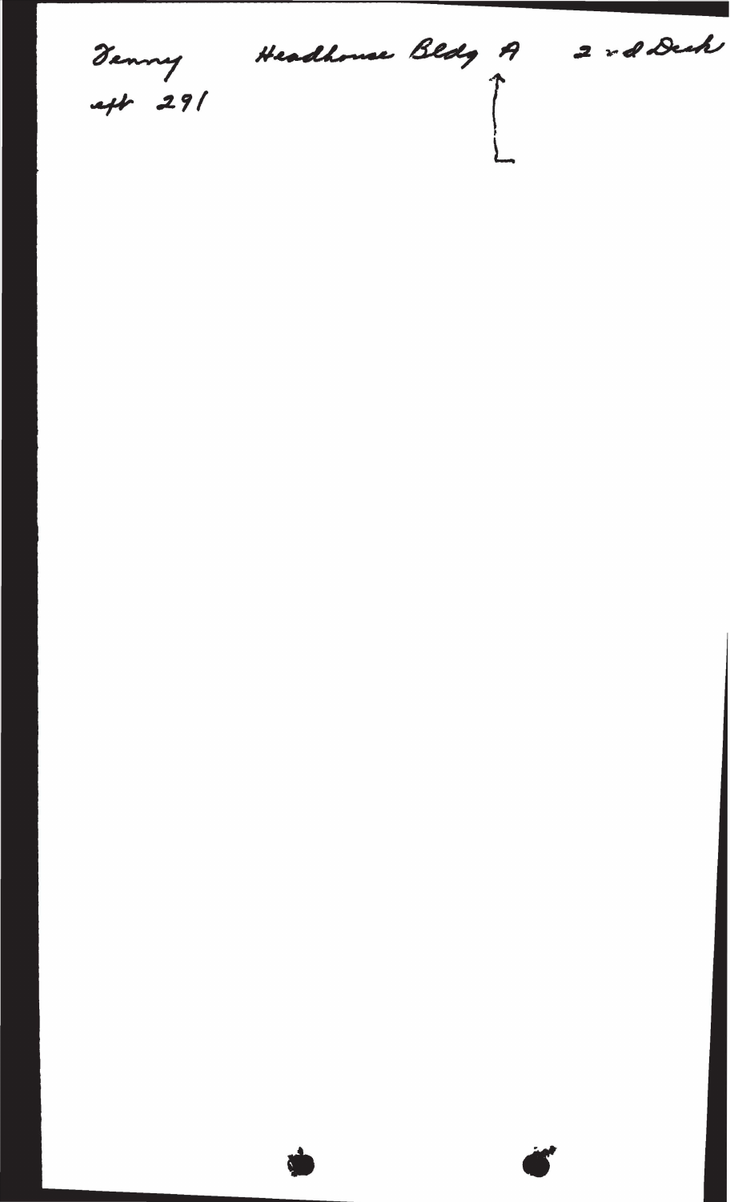Danny Headhouse Bldg A 2nd Deck

ext 291